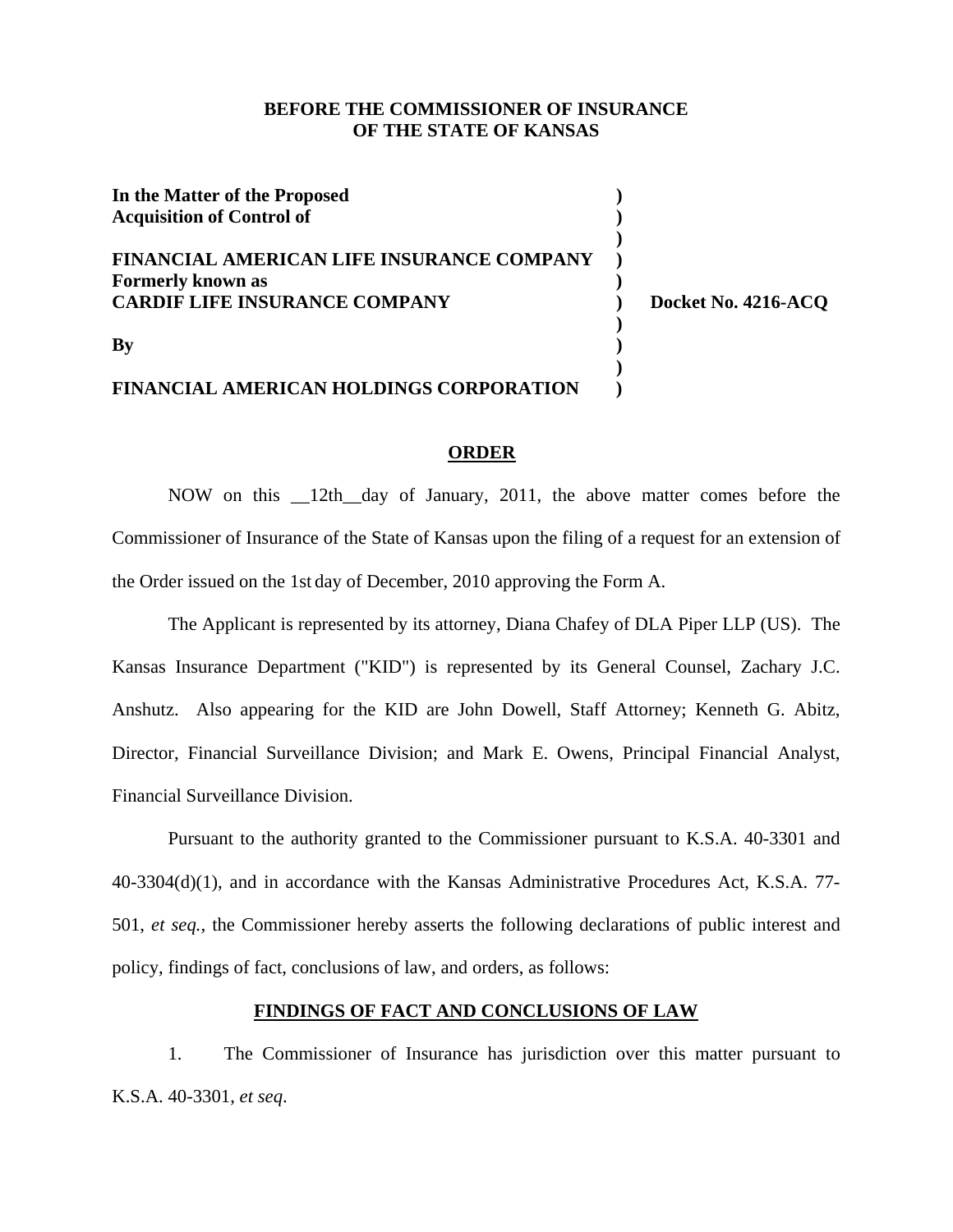**BEFORE THE COMMISSIONER OF INSURANCE**
**OF THE STATE OF KANSAS**

| | | |
|---|---|---|
| **In the Matter of the Proposed** | **)** | |
| **Acquisition of Control of** | **)** | |
| | **)** | |
| **FINANCIAL AMERICAN LIFE INSURANCE COMPANY** | **)** | |
| **Formerly known as** | **)** | |
| **CARDIF LIFE INSURANCE COMPANY** | **)** | **Docket No. 4216-ACQ** |
| | **)** | |
| **By** | **)** | |
| | **)** | |
| **FINANCIAL AMERICAN HOLDINGS CORPORATION** | **)** | |

## ORDER

NOW on this __12th__day of January, 2011, the above matter comes before the Commissioner of Insurance of the State of Kansas upon the filing of a request for an extension of the Order issued on the 1st day of December, 2010 approving the Form A.

The Applicant is represented by its attorney, Diana Chafey of DLA Piper LLP (US). The Kansas Insurance Department ("KID") is represented by its General Counsel, Zachary J.C. Anshutz. Also appearing for the KID are John Dowell, Staff Attorney; Kenneth G. Abitz, Director, Financial Surveillance Division; and Mark E. Owens, Principal Financial Analyst, Financial Surveillance Division.

Pursuant to the authority granted to the Commissioner pursuant to K.S.A. 40-3301 and 40-3304(d)(1), and in accordance with the Kansas Administrative Procedures Act, K.S.A. 77-501, *et seq.,* the Commissioner hereby asserts the following declarations of public interest and policy, findings of fact, conclusions of law, and orders, as follows:

## FINDINGS OF FACT AND CONCLUSIONS OF LAW

1. The Commissioner of Insurance has jurisdiction over this matter pursuant to K.S.A. 40-3301, *et seq*.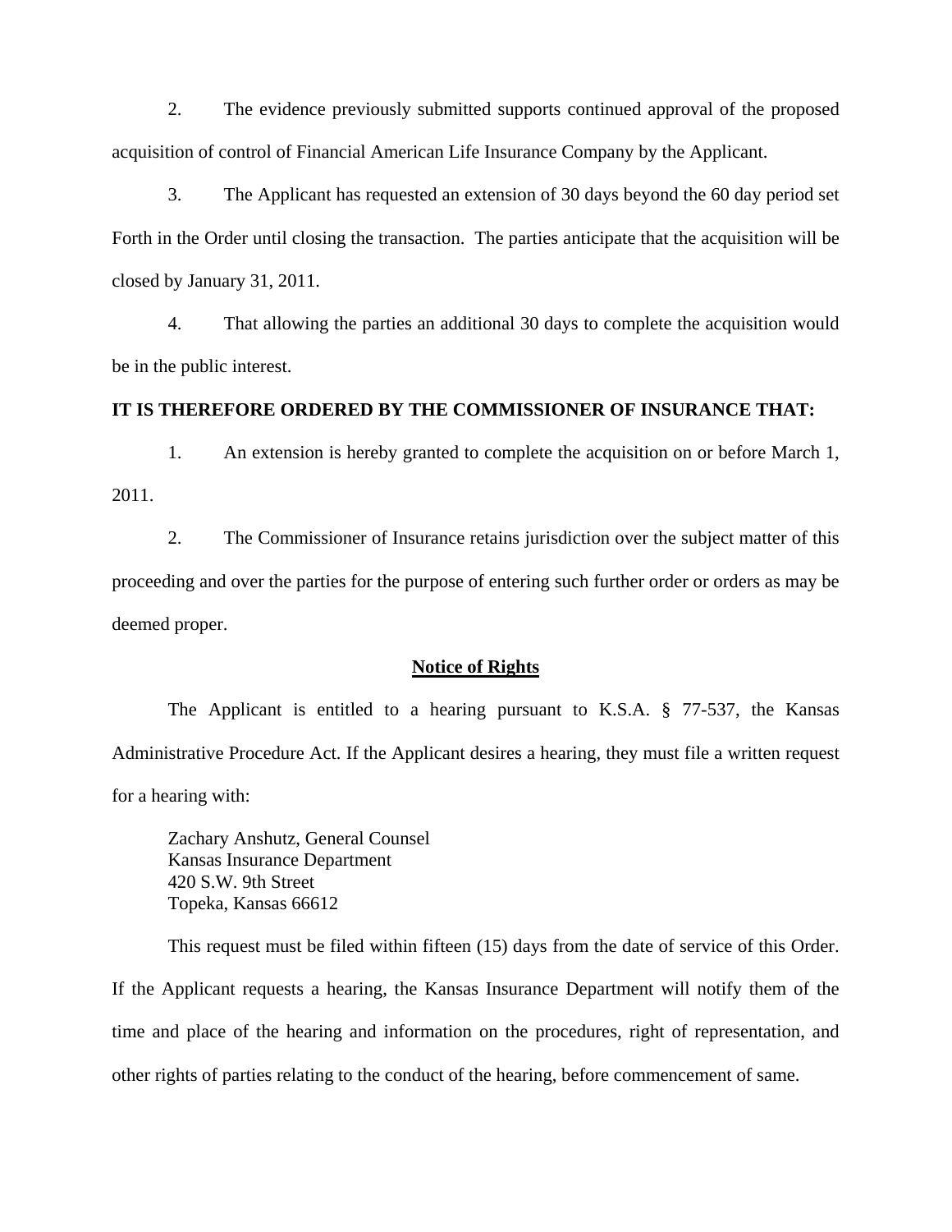2. The evidence previously submitted supports continued approval of the proposed acquisition of control of Financial American Life Insurance Company by the Applicant.

3. The Applicant has requested an extension of 30 days beyond the 60 day period set Forth in the Order until closing the transaction. The parties anticipate that the acquisition will be closed by January 31, 2011.

4. That allowing the parties an additional 30 days to complete the acquisition would be in the public interest.

**IT IS THEREFORE ORDERED BY THE COMMISSIONER OF INSURANCE THAT:**

1. An extension is hereby granted to complete the acquisition on or before March 1, 2011.

2. The Commissioner of Insurance retains jurisdiction over the subject matter of this proceeding and over the parties for the purpose of entering such further order or orders as may be deemed proper.

**<u>Notice of Rights</u>**

The Applicant is entitled to a hearing pursuant to K.S.A. § 77-537, the Kansas Administrative Procedure Act. If the Applicant desires a hearing, they must file a written request for a hearing with:

Zachary Anshutz, General Counsel
Kansas Insurance Department
420 S.W. 9th Street
Topeka, Kansas 66612

This request must be filed within fifteen (15) days from the date of service of this Order. If the Applicant requests a hearing, the Kansas Insurance Department will notify them of the time and place of the hearing and information on the procedures, right of representation, and other rights of parties relating to the conduct of the hearing, before commencement of same.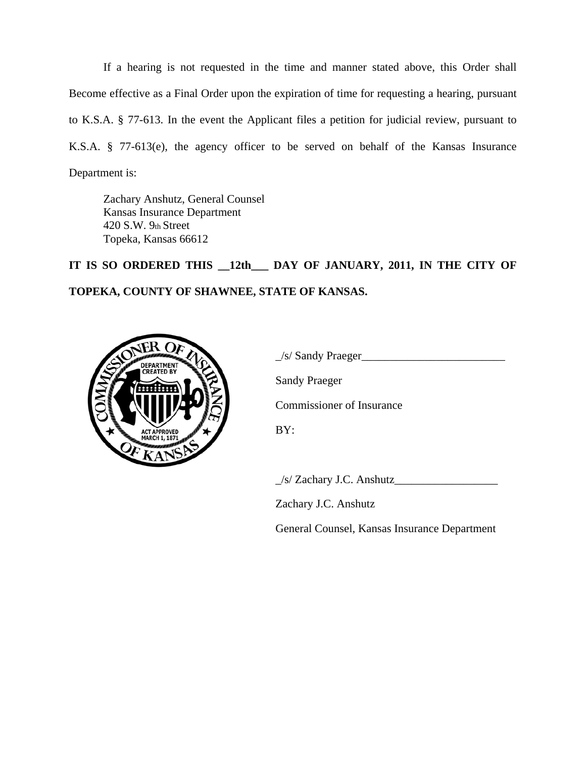If a hearing is not requested in the time and manner stated above, this Order shall Become effective as a Final Order upon the expiration of time for requesting a hearing, pursuant to K.S.A. § 77-613. In the event the Applicant files a petition for judicial review, pursuant to K.S.A. § 77-613(e), the agency officer to be served on behalf of the Kansas Insurance Department is:

Zachary Anshutz, General Counsel
Kansas Insurance Department
420 S.W. 9th Street
Topeka, Kansas 66612

**IT IS SO ORDERED THIS __12th___ DAY OF JANUARY, 2011, IN THE CITY OF TOPEKA, COUNTY OF SHAWNEE, STATE OF KANSAS.**

_/s/ Sandy Praeger_________________________

Sandy Praeger

Commissioner of Insurance

BY:

_/s/ Zachary J.C. Anshutz__________________

Zachary J.C. Anshutz

General Counsel, Kansas Insurance Department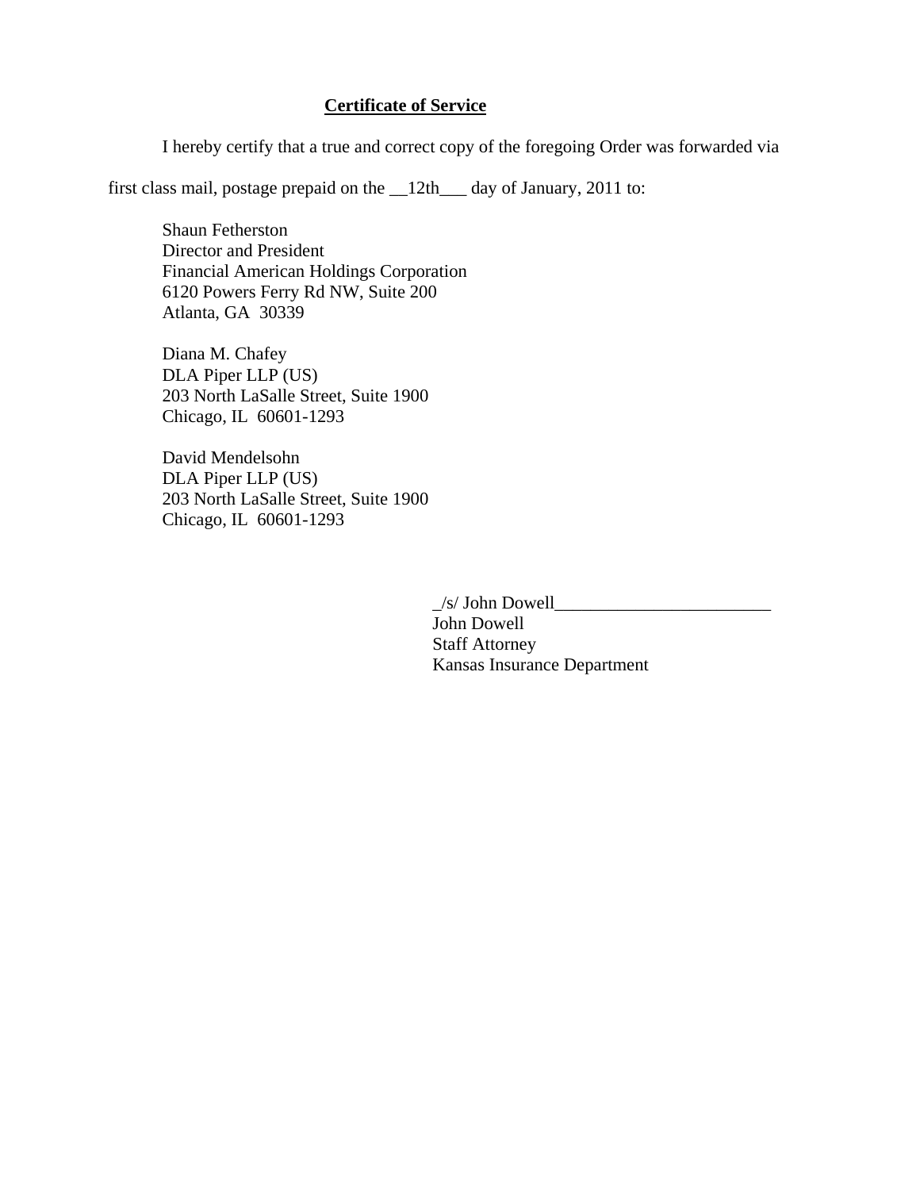**Certificate of Service**

I hereby certify that a true and correct copy of the foregoing Order was forwarded via first class mail, postage prepaid on the __12th___ day of January, 2011 to:

Shaun Fetherston
Director and President
Financial American Holdings Corporation
6120 Powers Ferry Rd NW, Suite 200
Atlanta, GA 30339

Diana M. Chafey
DLA Piper LLP (US)
203 North LaSalle Street, Suite 1900
Chicago, IL 60601-1293

David Mendelsohn
DLA Piper LLP (US)
203 North LaSalle Street, Suite 1900
Chicago, IL 60601-1293

_/s/ John Dowell________________________
John Dowell
Staff Attorney
Kansas Insurance Department